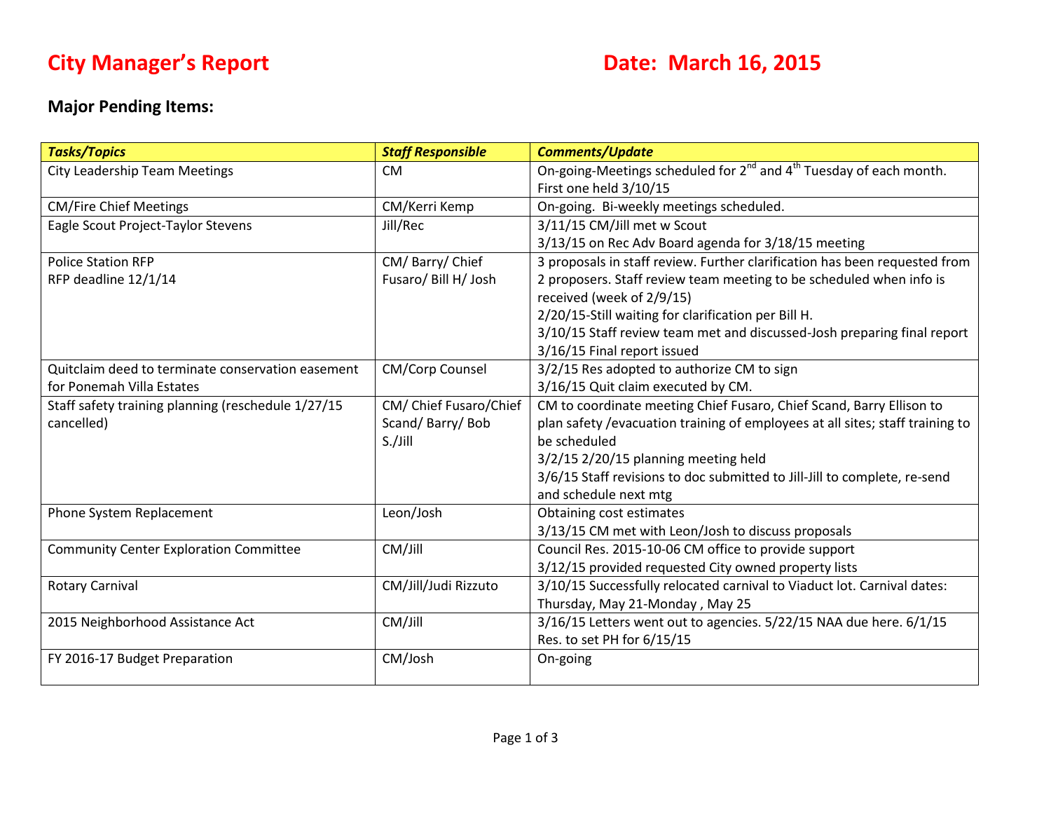# City Manager's Report

**Date: March 16, 2015**

## Major Pending Items:

| ***Tasks/Topics*** | ***Staff Responsible*** | ***Comments/Update*** |
|---|---|---|
| City Leadership Team Meetings | CM | On-going-Meetings scheduled for 2nd and 4th Tuesday of each month. First one held 3/10/15 |
| CM/Fire Chief Meetings | CM/Kerri Kemp | On-going. Bi-weekly meetings scheduled. |
| Eagle Scout Project-Taylor Stevens | Jill/Rec | 3/11/15 CM/Jill met w Scout<br>3/13/15 on Rec Adv Board agenda for 3/18/15 meeting |
| Police Station RFP<br>RFP deadline 12/1/14 | CM/ Barry/ Chief Fusaro/ Bill H/ Josh | 3 proposals in staff review. Further clarification has been requested from 2 proposers. Staff review team meeting to be scheduled when info is received (week of 2/9/15)<br>2/20/15-Still waiting for clarification per Bill H.<br>3/10/15 Staff review team met and discussed-Josh preparing final report<br>3/16/15 Final report issued |
| Quitclaim deed to terminate conservation easement for Ponemah Villa Estates | CM/Corp Counsel | 3/2/15 Res adopted to authorize CM to sign<br>3/16/15 Quit claim executed by CM. |
| Staff safety training planning (reschedule 1/27/15 cancelled) | CM/ Chief Fusaro/Chief Scand/ Barry/ Bob S./Jill | CM to coordinate meeting Chief Fusaro, Chief Scand, Barry Ellison to plan safety /evacuation training of employees at all sites; staff training to be scheduled<br>3/2/15 2/20/15 planning meeting held<br>3/6/15 Staff revisions to doc submitted to Jill-Jill to complete, re-send and schedule next mtg |
| Phone System Replacement | Leon/Josh | Obtaining cost estimates<br>3/13/15 CM met with Leon/Josh to discuss proposals |
| Community Center Exploration Committee | CM/Jill | Council Res. 2015-10-06 CM office to provide support<br>3/12/15 provided requested City owned property lists |
| Rotary Carnival | CM/Jill/Judi Rizzuto | 3/10/15 Successfully relocated carnival to Viaduct lot. Carnival dates: Thursday, May 21-Monday , May 25 |
| 2015 Neighborhood Assistance Act | CM/Jill | 3/16/15 Letters went out to agencies. 5/22/15 NAA due here. 6/1/15 Res. to set PH for 6/15/15 |
| FY 2016-17 Budget Preparation | CM/Josh | On-going |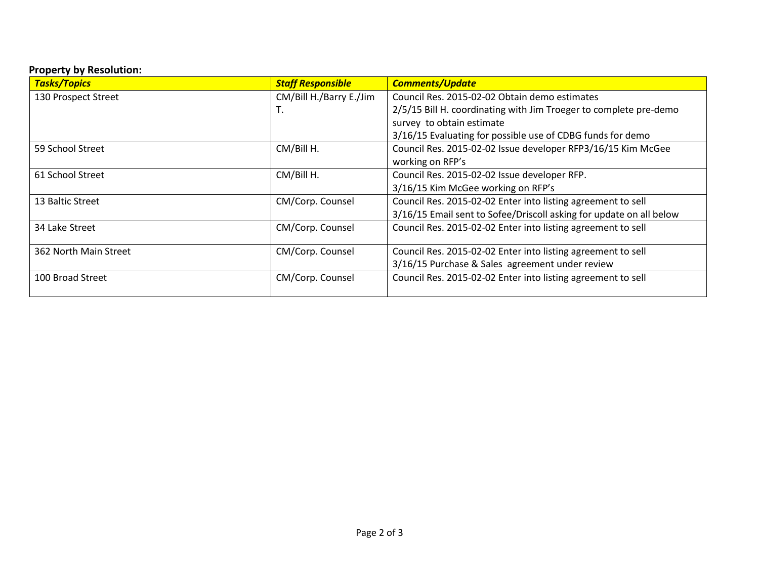**Property by Resolution:**

| *Tasks/Topics* | *Staff Responsible* | *Comments/Update* |
|---|---|---|
| 130 Prospect Street | CM/Bill H./Barry E./Jim T. | Council Res. 2015-02-02 Obtain demo estimates<br>2/5/15 Bill H. coordinating with Jim Troeger to complete pre-demo survey to obtain estimate<br>3/16/15 Evaluating for possible use of CDBG funds for demo |
| 59 School Street | CM/Bill H. | Council Res. 2015-02-02 Issue developer RFP3/16/15 Kim McGee working on RFP's |
| 61 School Street | CM/Bill H. | Council Res. 2015-02-02 Issue developer RFP.<br>3/16/15 Kim McGee working on RFP's |
| 13 Baltic Street | CM/Corp. Counsel | Council Res. 2015-02-02 Enter into listing agreement to sell<br>3/16/15 Email sent to Sofee/Driscoll asking for update on all below |
| 34 Lake Street | CM/Corp. Counsel | Council Res. 2015-02-02 Enter into listing agreement to sell |
| 362 North Main Street | CM/Corp. Counsel | Council Res. 2015-02-02 Enter into listing agreement to sell<br>3/16/15 Purchase & Sales agreement under review |
| 100 Broad Street | CM/Corp. Counsel | Council Res. 2015-02-02 Enter into listing agreement to sell |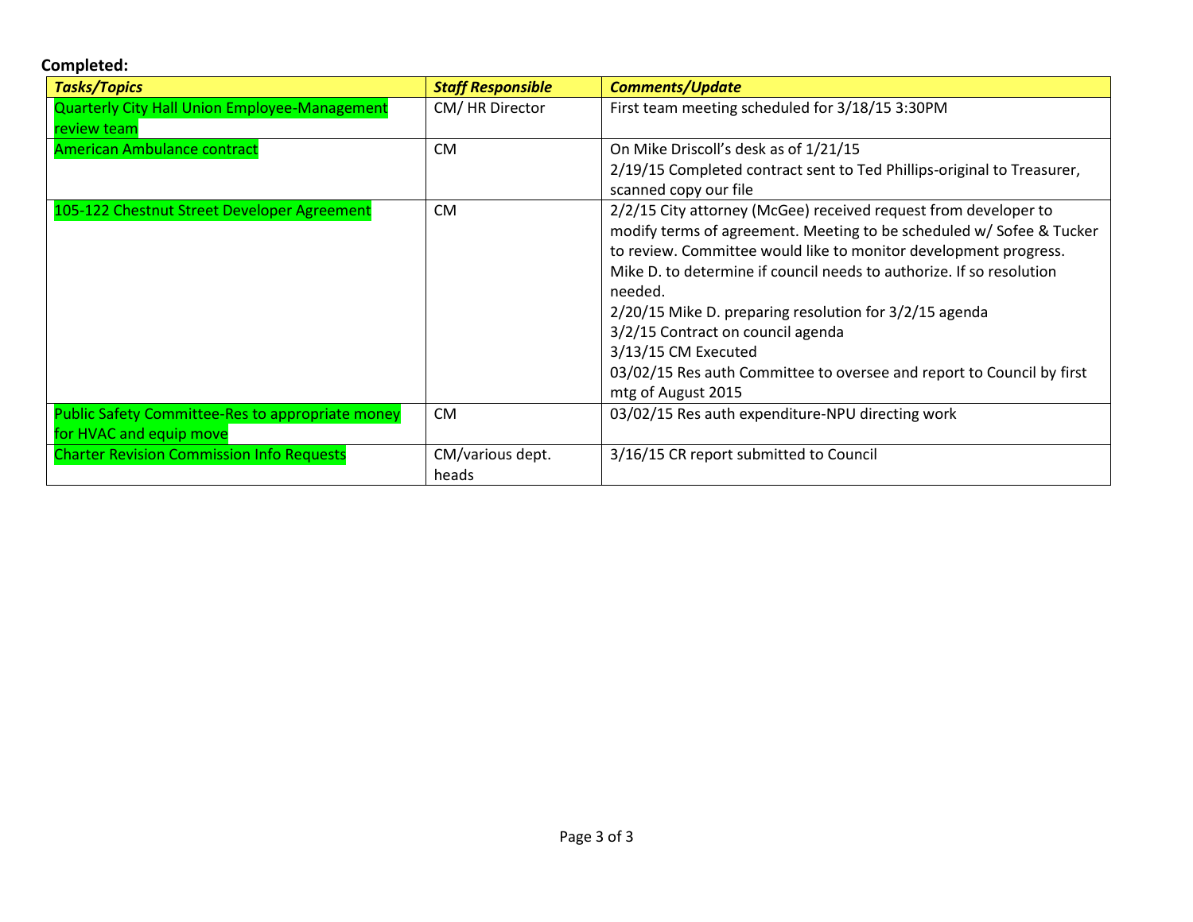**Completed:**

| *Tasks/Topics* | *Staff Responsible* | *Comments/Update* |
|---|---|---|
| Quarterly City Hall Union Employee-Management review team | CM/ HR Director | First team meeting scheduled for 3/18/15 3:30PM |
| American Ambulance contract | CM | On Mike Driscoll's desk as of 1/21/15<br>2/19/15 Completed contract sent to Ted Phillips-original to Treasurer, scanned copy our file |
| 105-122 Chestnut Street Developer Agreement | CM | 2/2/15 City attorney (McGee) received request from developer to modify terms of agreement. Meeting to be scheduled w/ Sofee & Tucker to review. Committee would like to monitor development progress. Mike D. to determine if council needs to authorize. If so resolution needed.<br>2/20/15 Mike D. preparing resolution for 3/2/15 agenda<br>3/2/15 Contract on council agenda<br>3/13/15 CM Executed<br>03/02/15 Res auth Committee to oversee and report to Council by first mtg of August 2015 |
| Public Safety Committee-Res to appropriate money for HVAC and equip move | CM | 03/02/15 Res auth expenditure-NPU directing work |
| Charter Revision Commission Info Requests | CM/various dept. heads | 3/16/15 CR report submitted to Council |